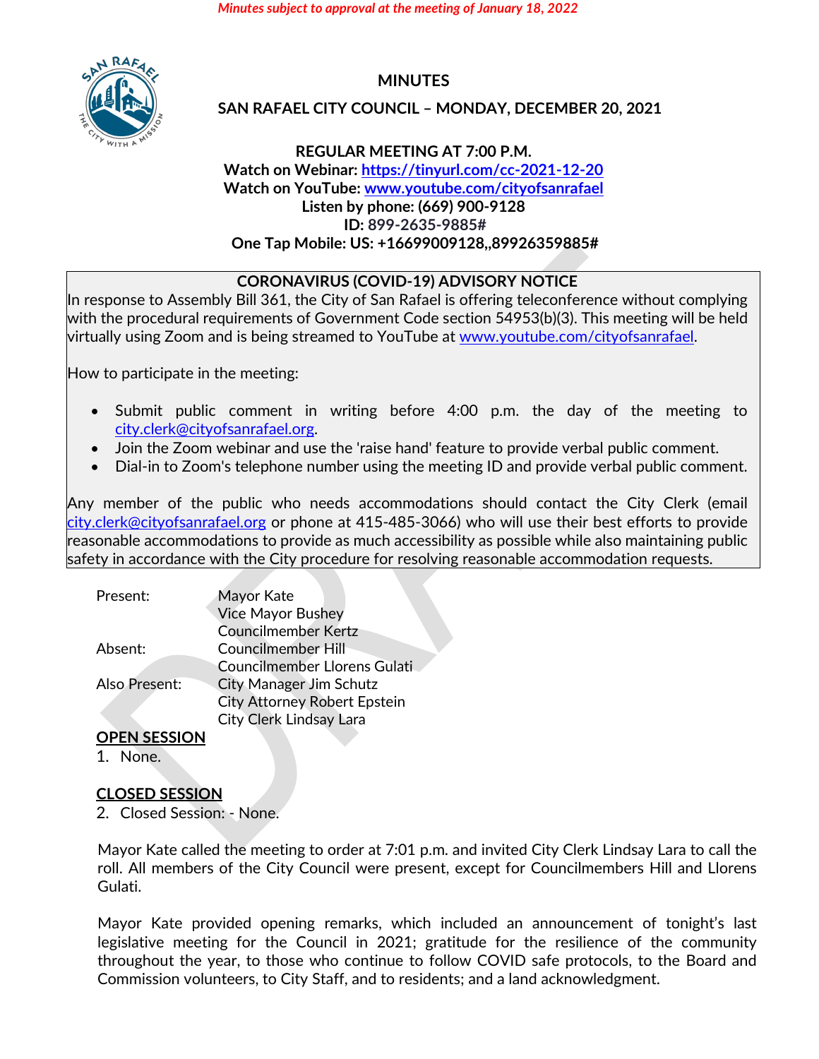*Minutes subject to approval at the meeting of January 18, 2022*

# MINUTES

## SAN RAFAEL CITY COUNCIL – MONDAY, DECEMBER 20, 2021

**REGULAR MEETING AT 7:00 P.M.**
**Watch on Webinar: https://tinyurl.com/cc-2021-12-20**
**Watch on YouTube: www.youtube.com/cityofsanrafael**
**Listen by phone: (669) 900-9128**
**ID: 899-2635-9885#**
**One Tap Mobile: US: +16699009128,,89926359885#**

**CORONAVIRUS (COVID-19) ADVISORY NOTICE**

In response to Assembly Bill 361, the City of San Rafael is offering teleconference without complying with the procedural requirements of Government Code section 54953(b)(3). This meeting will be held virtually using Zoom and is being streamed to YouTube at www.youtube.com/cityofsanrafael.

How to participate in the meeting:

- Submit public comment in writing before 4:00 p.m. the day of the meeting to city.clerk@cityofsanrafael.org.
- Join the Zoom webinar and use the 'raise hand' feature to provide verbal public comment.
- Dial-in to Zoom's telephone number using the meeting ID and provide verbal public comment.

Any member of the public who needs accommodations should contact the City Clerk (email city.clerk@cityofsanrafael.org or phone at 415-485-3066) who will use their best efforts to provide reasonable accommodations to provide as much accessibility as possible while also maintaining public safety in accordance with the City procedure for resolving reasonable accommodation requests.

| | |
|---|---|
| Present: | Mayor Kate |
| | Vice Mayor Bushey |
| | Councilmember Kertz |
| Absent: | Councilmember Hill |
| | Councilmember Llorens Gulati |
| Also Present: | City Manager Jim Schutz |
| | City Attorney Robert Epstein |
| | City Clerk Lindsay Lara |

**OPEN SESSION**

1. None.

**CLOSED SESSION**

2. Closed Session: - None.

Mayor Kate called the meeting to order at 7:01 p.m. and invited City Clerk Lindsay Lara to call the roll. All members of the City Council were present, except for Councilmembers Hill and Llorens Gulati.

Mayor Kate provided opening remarks, which included an announcement of tonight's last legislative meeting for the Council in 2021; gratitude for the resilience of the community throughout the year, to those who continue to follow COVID safe protocols, to the Board and Commission volunteers, to City Staff, and to residents; and a land acknowledgment.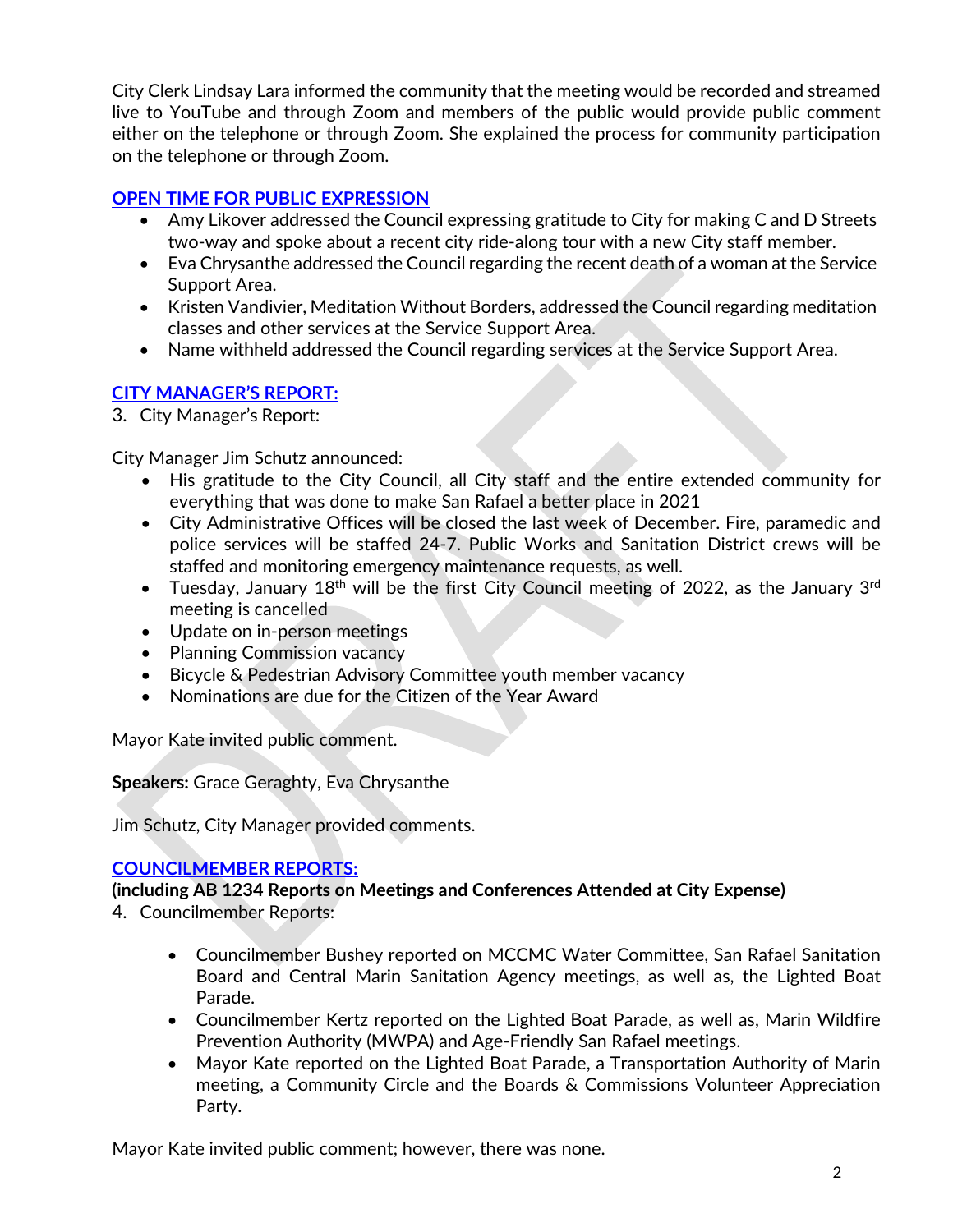City Clerk Lindsay Lara informed the community that the meeting would be recorded and streamed live to YouTube and through Zoom and members of the public would provide public comment either on the telephone or through Zoom. She explained the process for community participation on the telephone or through Zoom.

## OPEN TIME FOR PUBLIC EXPRESSION

- Amy Likover addressed the Council expressing gratitude to City for making C and D Streets two-way and spoke about a recent city ride-along tour with a new City staff member.
- Eva Chrysanthe addressed the Council regarding the recent death of a woman at the Service Support Area.
- Kristen Vandivier, Meditation Without Borders, addressed the Council regarding meditation classes and other services at the Service Support Area.
- Name withheld addressed the Council regarding services at the Service Support Area.

## CITY MANAGER'S REPORT:

3. City Manager's Report:

City Manager Jim Schutz announced:

- His gratitude to the City Council, all City staff and the entire extended community for everything that was done to make San Rafael a better place in 2021
- City Administrative Offices will be closed the last week of December. Fire, paramedic and police services will be staffed 24-7. Public Works and Sanitation District crews will be staffed and monitoring emergency maintenance requests, as well.
- Tuesday, January 18th will be the first City Council meeting of 2022, as the January 3rd meeting is cancelled
- Update on in-person meetings
- Planning Commission vacancy
- Bicycle & Pedestrian Advisory Committee youth member vacancy
- Nominations are due for the Citizen of the Year Award

Mayor Kate invited public comment.

**Speakers:** Grace Geraghty, Eva Chrysanthe

Jim Schutz, City Manager provided comments.

## COUNCILMEMBER REPORTS:

**(including AB 1234 Reports on Meetings and Conferences Attended at City Expense)**

4. Councilmember Reports:

- Councilmember Bushey reported on MCCMC Water Committee, San Rafael Sanitation Board and Central Marin Sanitation Agency meetings, as well as, the Lighted Boat Parade.
- Councilmember Kertz reported on the Lighted Boat Parade, as well as, Marin Wildfire Prevention Authority (MWPA) and Age-Friendly San Rafael meetings.
- Mayor Kate reported on the Lighted Boat Parade, a Transportation Authority of Marin meeting, a Community Circle and the Boards & Commissions Volunteer Appreciation Party.

Mayor Kate invited public comment; however, there was none.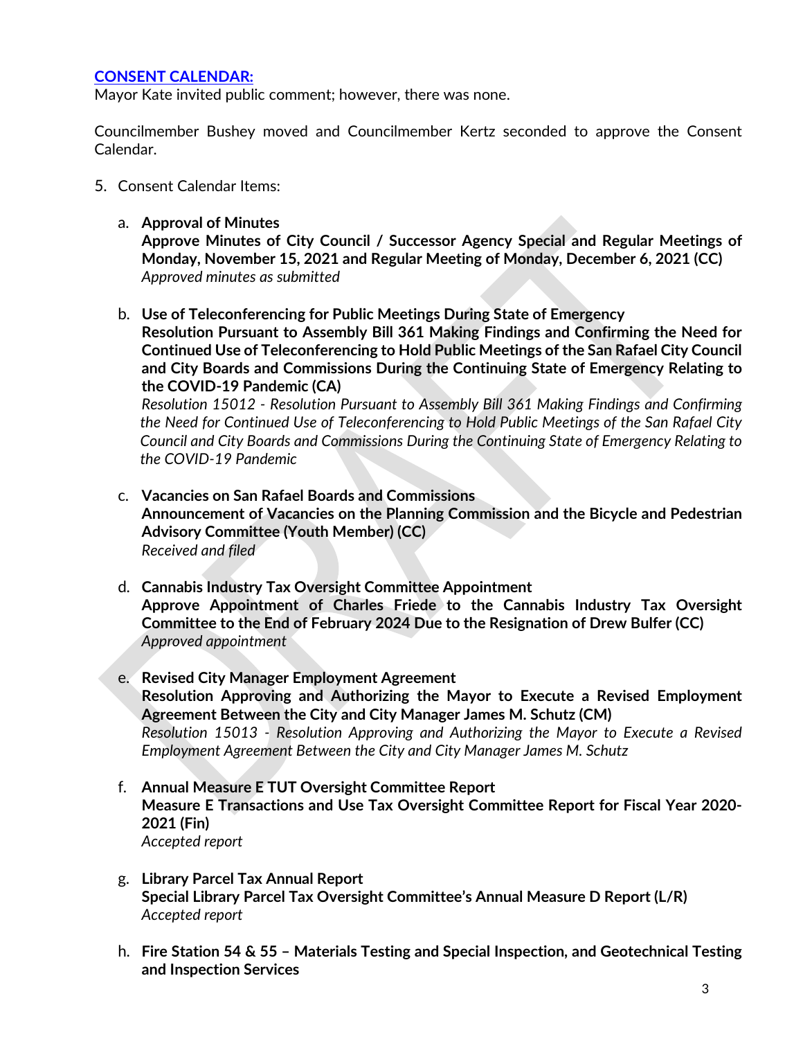**CONSENT CALENDAR:**

Mayor Kate invited public comment; however, there was none.

Councilmember Bushey moved and Councilmember Kertz seconded to approve the Consent Calendar.

5. Consent Calendar Items:

   a. **Approval of Minutes**
   **Approve Minutes of City Council / Successor Agency Special and Regular Meetings of Monday, November 15, 2021 and Regular Meeting of Monday, December 6, 2021 (CC)**
   *Approved minutes as submitted*

   b. **Use of Teleconferencing for Public Meetings During State of Emergency**
   **Resolution Pursuant to Assembly Bill 361 Making Findings and Confirming the Need for Continued Use of Teleconferencing to Hold Public Meetings of the San Rafael City Council and City Boards and Commissions During the Continuing State of Emergency Relating to the COVID-19 Pandemic (CA)**
   *Resolution 15012 - Resolution Pursuant to Assembly Bill 361 Making Findings and Confirming the Need for Continued Use of Teleconferencing to Hold Public Meetings of the San Rafael City Council and City Boards and Commissions During the Continuing State of Emergency Relating to the COVID-19 Pandemic*

   c. **Vacancies on San Rafael Boards and Commissions**
   **Announcement of Vacancies on the Planning Commission and the Bicycle and Pedestrian Advisory Committee (Youth Member) (CC)**
   *Received and filed*

   d. **Cannabis Industry Tax Oversight Committee Appointment**
   **Approve Appointment of Charles Friede to the Cannabis Industry Tax Oversight Committee to the End of February 2024 Due to the Resignation of Drew Bulfer (CC)**
   *Approved appointment*

   e. **Revised City Manager Employment Agreement**
   **Resolution Approving and Authorizing the Mayor to Execute a Revised Employment Agreement Between the City and City Manager James M. Schutz (CM)**
   *Resolution 15013 - Resolution Approving and Authorizing the Mayor to Execute a Revised Employment Agreement Between the City and City Manager James M. Schutz*

   f. **Annual Measure E TUT Oversight Committee Report**
   **Measure E Transactions and Use Tax Oversight Committee Report for Fiscal Year 2020-2021 (Fin)**
   *Accepted report*

   g. **Library Parcel Tax Annual Report**
   **Special Library Parcel Tax Oversight Committee's Annual Measure D Report (L/R)**
   *Accepted report*

   h. **Fire Station 54 & 55 – Materials Testing and Special Inspection, and Geotechnical Testing and Inspection Services**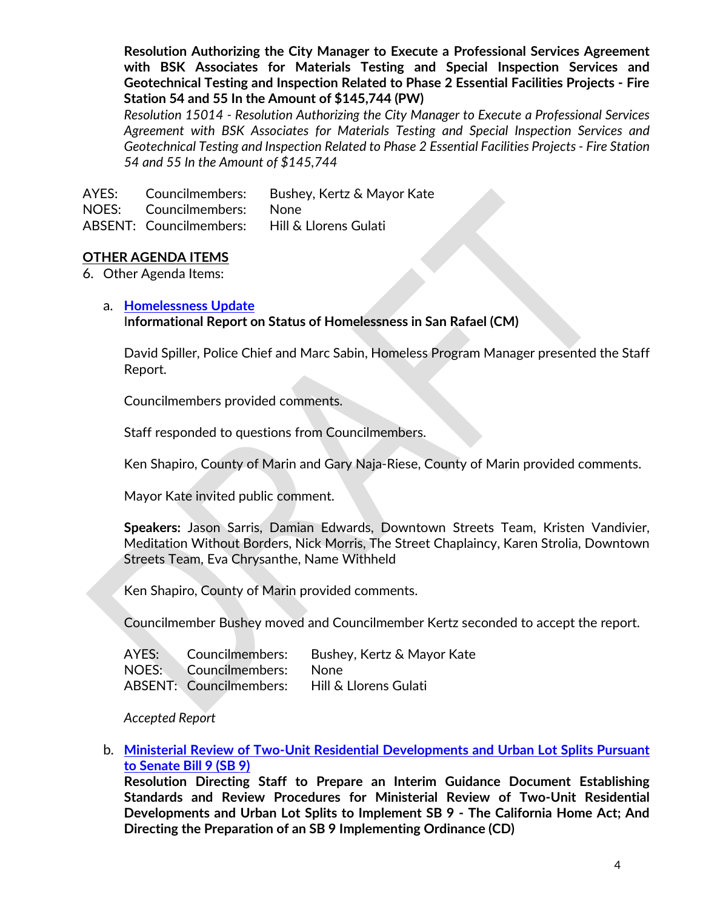**Resolution Authorizing the City Manager to Execute a Professional Services Agreement with BSK Associates for Materials Testing and Special Inspection Services and Geotechnical Testing and Inspection Related to Phase 2 Essential Facilities Projects - Fire Station 54 and 55 In the Amount of $145,744 (PW)**

*Resolution 15014 - Resolution Authorizing the City Manager to Execute a Professional Services Agreement with BSK Associates for Materials Testing and Special Inspection Services and Geotechnical Testing and Inspection Related to Phase 2 Essential Facilities Projects - Fire Station 54 and 55 In the Amount of $145,744*

| | | |
|---|---|---|
| AYES: | Councilmembers: | Bushey, Kertz & Mayor Kate |
| NOES: | Councilmembers: | None |
| ABSENT: | Councilmembers: | Hill & Llorens Gulati |

**OTHER AGENDA ITEMS**

6. Other Agenda Items:

   a. **Homelessness Update**
   **Informational Report on Status of Homelessness in San Rafael (CM)**

   David Spiller, Police Chief and Marc Sabin, Homeless Program Manager presented the Staff Report.

   Councilmembers provided comments.

   Staff responded to questions from Councilmembers.

   Ken Shapiro, County of Marin and Gary Naja-Riese, County of Marin provided comments.

   Mayor Kate invited public comment.

   **Speakers:** Jason Sarris, Damian Edwards, Downtown Streets Team, Kristen Vandivier, Meditation Without Borders, Nick Morris, The Street Chaplaincy, Karen Strolia, Downtown Streets Team, Eva Chrysanthe, Name Withheld

   Ken Shapiro, County of Marin provided comments.

   Councilmember Bushey moved and Councilmember Kertz seconded to accept the report.

   | | | |
   |---|---|---|
   | AYES: | Councilmembers: | Bushey, Kertz & Mayor Kate |
   | NOES: | Councilmembers: | None |
   | ABSENT: | Councilmembers: | Hill & Llorens Gulati |

   *Accepted Report*

   b. **Ministerial Review of Two-Unit Residential Developments and Urban Lot Splits Pursuant to Senate Bill 9 (SB 9)**
   **Resolution Directing Staff to Prepare an Interim Guidance Document Establishing Standards and Review Procedures for Ministerial Review of Two-Unit Residential Developments and Urban Lot Splits to Implement SB 9 - The California Home Act; And Directing the Preparation of an SB 9 Implementing Ordinance (CD)**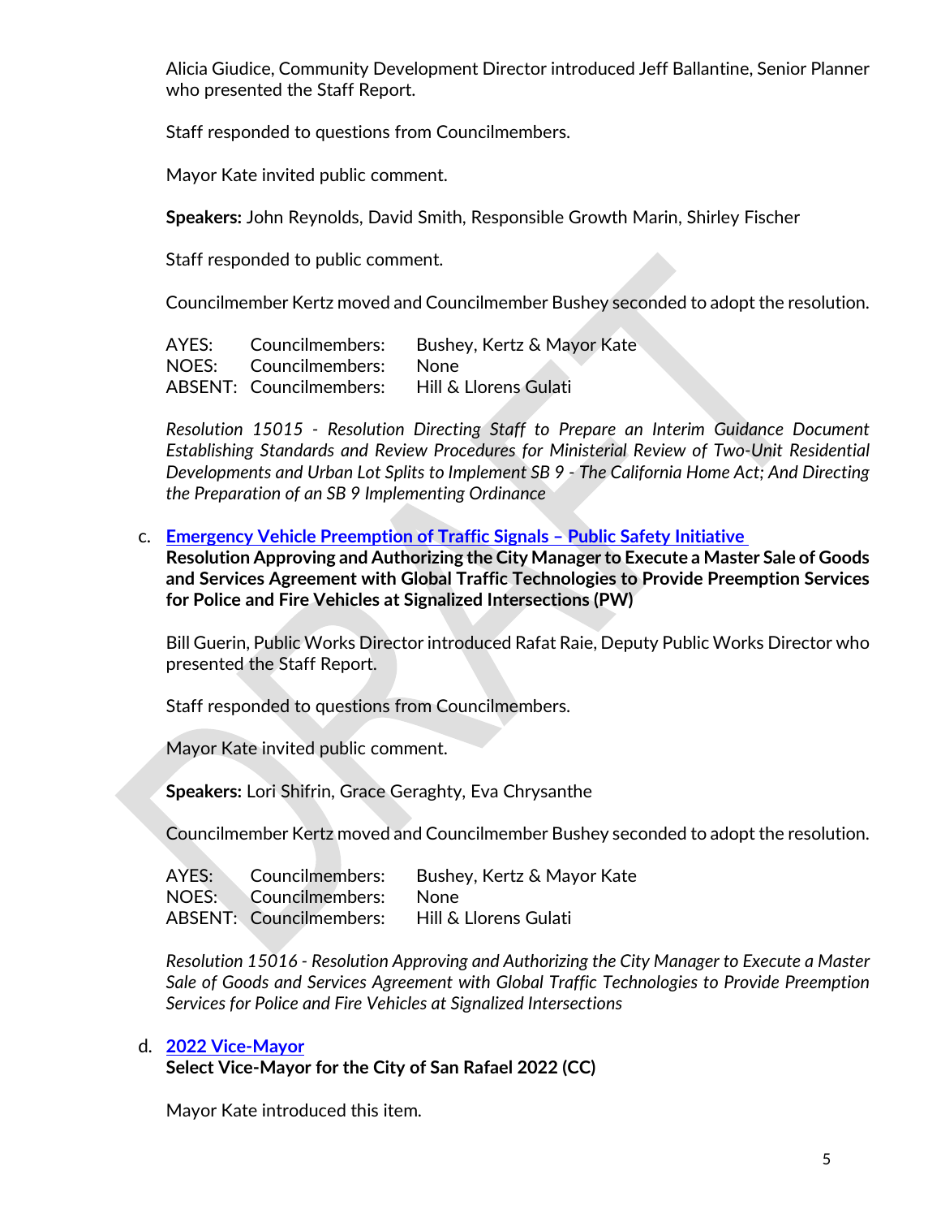Alicia Giudice, Community Development Director introduced Jeff Ballantine, Senior Planner who presented the Staff Report.

Staff responded to questions from Councilmembers.

Mayor Kate invited public comment.

**Speakers:** John Reynolds, David Smith, Responsible Growth Marin, Shirley Fischer

Staff responded to public comment.

Councilmember Kertz moved and Councilmember Bushey seconded to adopt the resolution.

| | | |
|---|---|---|
| AYES: | Councilmembers: | Bushey, Kertz & Mayor Kate |
| NOES: | Councilmembers: | None |
| ABSENT: | Councilmembers: | Hill & Llorens Gulati |

*Resolution 15015 - Resolution Directing Staff to Prepare an Interim Guidance Document Establishing Standards and Review Procedures for Ministerial Review of Two-Unit Residential Developments and Urban Lot Splits to Implement SB 9 - The California Home Act; And Directing the Preparation of an SB 9 Implementing Ordinance*

c. **Emergency Vehicle Preemption of Traffic Signals – Public Safety Initiative**
**Resolution Approving and Authorizing the City Manager to Execute a Master Sale of Goods and Services Agreement with Global Traffic Technologies to Provide Preemption Services for Police and Fire Vehicles at Signalized Intersections (PW)**

Bill Guerin, Public Works Director introduced Rafat Raie, Deputy Public Works Director who presented the Staff Report.

Staff responded to questions from Councilmembers.

Mayor Kate invited public comment.

**Speakers:** Lori Shifrin, Grace Geraghty, Eva Chrysanthe

Councilmember Kertz moved and Councilmember Bushey seconded to adopt the resolution.

| | | |
|---|---|---|
| AYES: | Councilmembers: | Bushey, Kertz & Mayor Kate |
| NOES: | Councilmembers: | None |
| ABSENT: | Councilmembers: | Hill & Llorens Gulati |

*Resolution 15016 - Resolution Approving and Authorizing the City Manager to Execute a Master Sale of Goods and Services Agreement with Global Traffic Technologies to Provide Preemption Services for Police and Fire Vehicles at Signalized Intersections*

d. **2022 Vice-Mayor**
**Select Vice-Mayor for the City of San Rafael 2022 (CC)**

Mayor Kate introduced this item.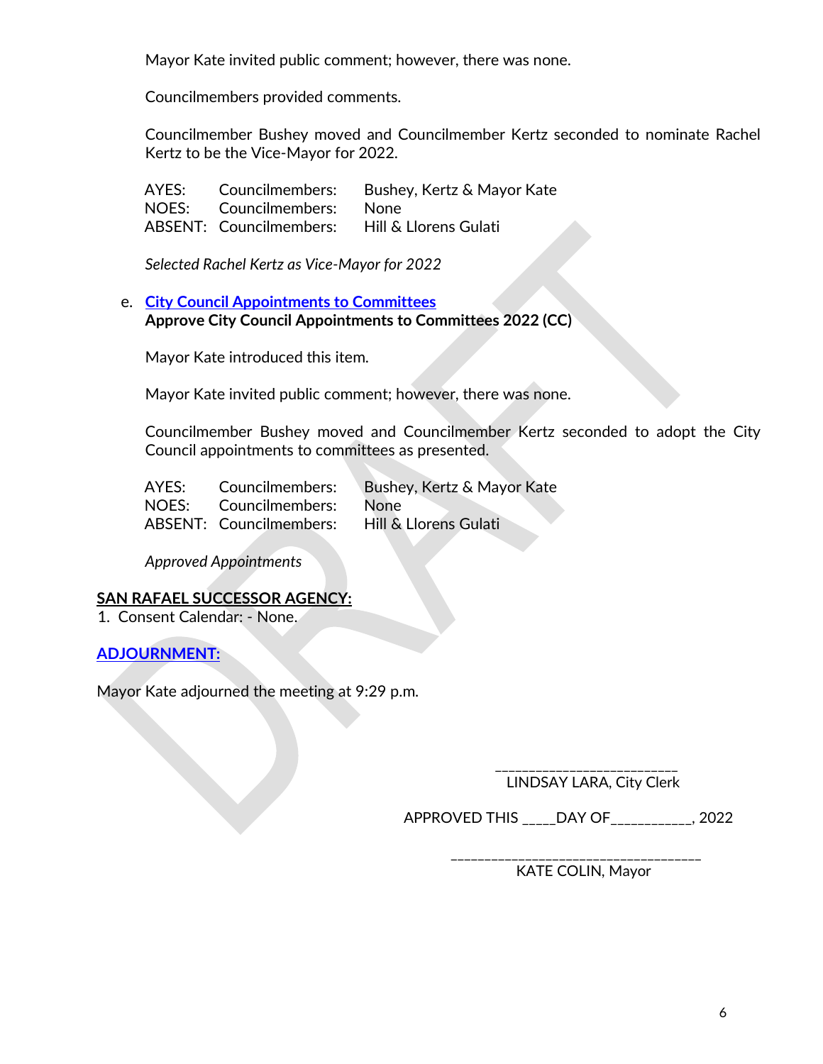Mayor Kate invited public comment; however, there was none.

Councilmembers provided comments.

Councilmember Bushey moved and Councilmember Kertz seconded to nominate Rachel Kertz to be the Vice-Mayor for 2022.

AYES: Councilmembers: Bushey, Kertz & Mayor Kate
NOES: Councilmembers: None
ABSENT: Councilmembers: Hill & Llorens Gulati

*Selected Rachel Kertz as Vice-Mayor for 2022*

e. City Council Appointments to Committees
**Approve City Council Appointments to Committees 2022 (CC)**

Mayor Kate introduced this item.

Mayor Kate invited public comment; however, there was none.

Councilmember Bushey moved and Councilmember Kertz seconded to adopt the City Council appointments to committees as presented.

AYES: Councilmembers: Bushey, Kertz & Mayor Kate
NOES: Councilmembers: None
ABSENT: Councilmembers: Hill & Llorens Gulati

*Approved Appointments*

**SAN RAFAEL SUCCESSOR AGENCY:**

1. Consent Calendar: - None.

**ADJOURNMENT:**

Mayor Kate adjourned the meeting at 9:29 p.m.

___________________________
LINDSAY LARA, City Clerk

APPROVED THIS _____DAY OF___________, 2022

_____________________________________
KATE COLIN, Mayor